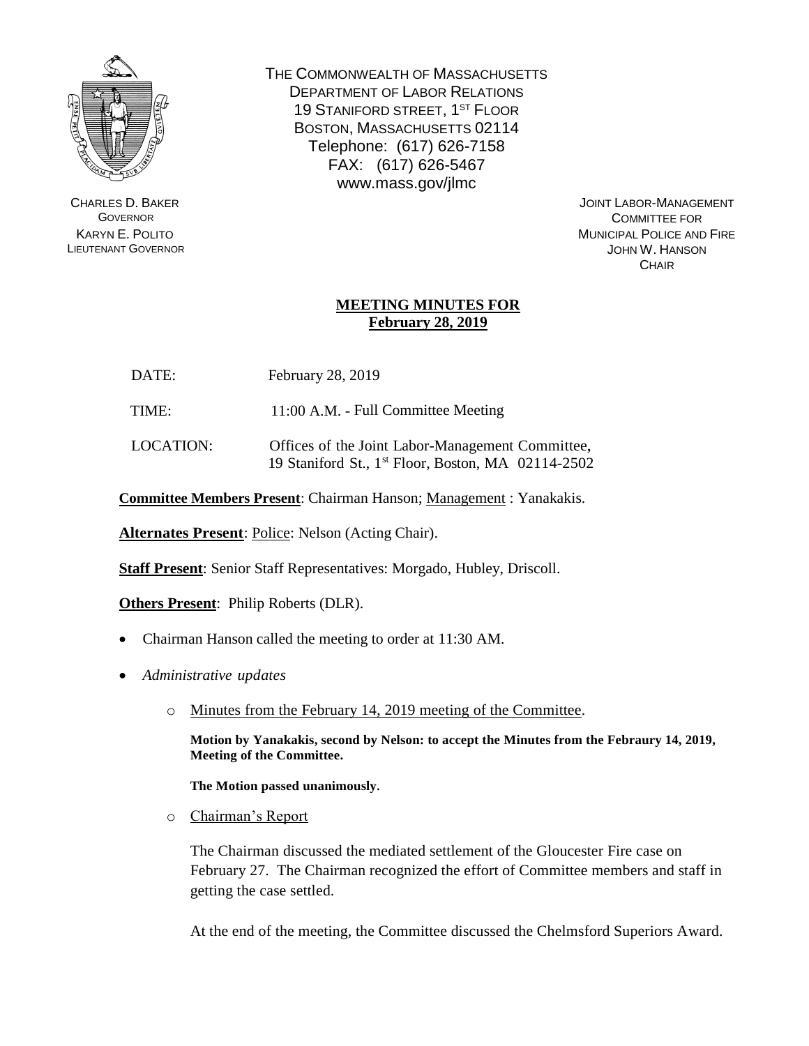THE COMMONWEALTH OF MASSACHUSETTS
DEPARTMENT OF LABOR RELATIONS
19 STANIFORD STREET, 1ST FLOOR
BOSTON, MASSACHUSETTS 02114
Telephone: (617) 626-7158
FAX: (617) 626-5467
www.mass.gov/jlmc

CHARLES D. BAKER
GOVERNOR
KARYN E. POLITO
LIEUTENANT GOVERNOR

JOINT LABOR-MANAGEMENT
COMMITTEE FOR
MUNICIPAL POLICE AND FIRE
JOHN W. HANSON
CHAIR

# MEETING MINUTES FOR February 28, 2019

DATE: February 28, 2019

TIME: 11:00 A.M. - Full Committee Meeting

LOCATION: Offices of the Joint Labor-Management Committee, 19 Staniford St., 1st Floor, Boston, MA 02114-2502

**Committee Members Present**: Chairman Hanson; Management : Yanakakis.

**Alternates Present**: Police: Nelson (Acting Chair).

**Staff Present**: Senior Staff Representatives: Morgado, Hubley, Driscoll.

**Others Present**: Philip Roberts (DLR).

- Chairman Hanson called the meeting to order at 11:30 AM.
- *Administrative updates*
  - Minutes from the February 14, 2019 meeting of the Committee.

    **Motion by Yanakakis, second by Nelson: to accept the Minutes from the Febraury 14, 2019, Meeting of the Committee.**

    **The Motion passed unanimously.**

  - Chairman's Report

    The Chairman discussed the mediated settlement of the Gloucester Fire case on February 27. The Chairman recognized the effort of Committee members and staff in getting the case settled.

    At the end of the meeting, the Committee discussed the Chelmsford Superiors Award.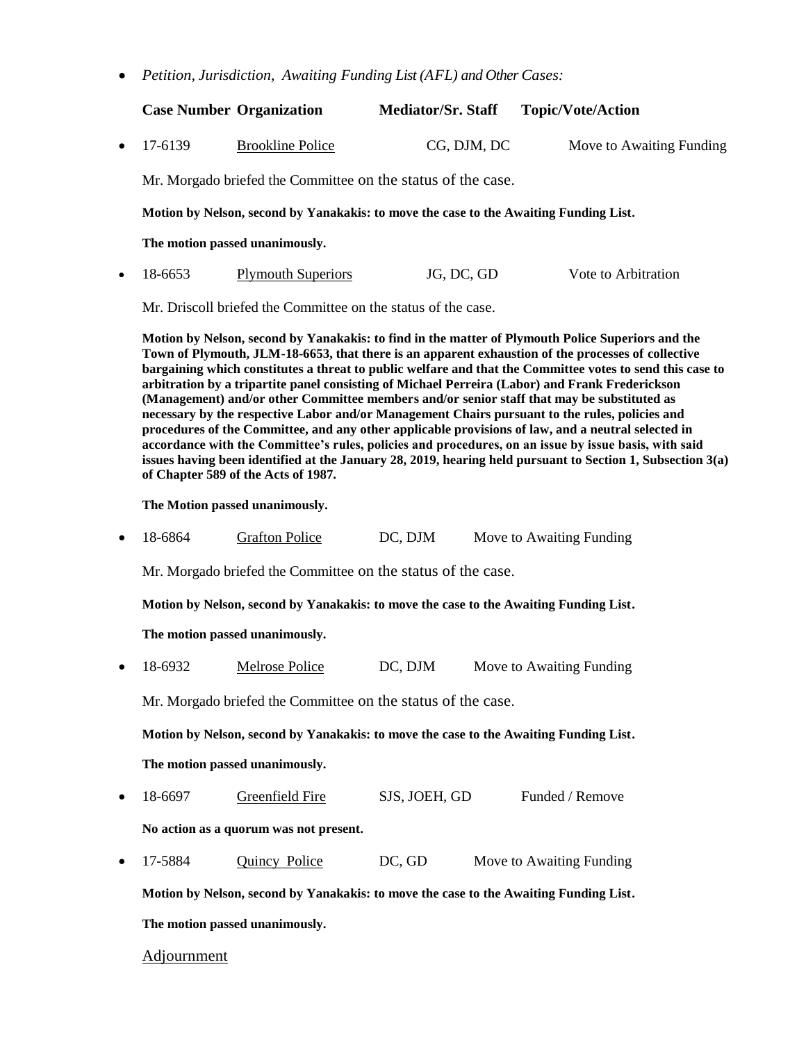- *Petition, Jurisdiction, Awaiting Funding List (AFL) and Other Cases:*

| Case Number | Organization | Mediator/Sr. Staff | Topic/Vote/Action |
|---|---|---|---|

- 17-6139 Brookline Police CG, DJM, DC Move to Awaiting Funding

  Mr. Morgado briefed the Committee on the status of the case.

  **Motion by Nelson, second by Yanakakis: to move the case to the Awaiting Funding List.**

  **The motion passed unanimously.**

- 18-6653 Plymouth Superiors JG, DC, GD Vote to Arbitration

  Mr. Driscoll briefed the Committee on the status of the case.

  **Motion by Nelson, second by Yanakakis: to find in the matter of Plymouth Police Superiors and the Town of Plymouth, JLM-18-6653, that there is an apparent exhaustion of the processes of collective bargaining which constitutes a threat to public welfare and that the Committee votes to send this case to arbitration by a tripartite panel consisting of Michael Perreira (Labor) and Frank Frederickson (Management) and/or other Committee members and/or senior staff that may be substituted as necessary by the respective Labor and/or Management Chairs pursuant to the rules, policies and procedures of the Committee, and any other applicable provisions of law, and a neutral selected in accordance with the Committee's rules, policies and procedures, on an issue by issue basis, with said issues having been identified at the January 28, 2019, hearing held pursuant to Section 1, Subsection 3(a) of Chapter 589 of the Acts of 1987.**

  **The Motion passed unanimously.**

- 18-6864 Grafton Police DC, DJM Move to Awaiting Funding

  Mr. Morgado briefed the Committee on the status of the case.

  **Motion by Nelson, second by Yanakakis: to move the case to the Awaiting Funding List.**

  **The motion passed unanimously.**

- 18-6932 Melrose Police DC, DJM Move to Awaiting Funding

  Mr. Morgado briefed the Committee on the status of the case.

  **Motion by Nelson, second by Yanakakis: to move the case to the Awaiting Funding List.**

  **The motion passed unanimously.**

- 18-6697 Greenfield Fire SJS, JOEH, GD Funded / Remove

  **No action as a quorum was not present.**

- 17-5884 Quincy Police DC, GD Move to Awaiting Funding

  **Motion by Nelson, second by Yanakakis: to move the case to the Awaiting Funding List.**

  **The motion passed unanimously.**

Adjournment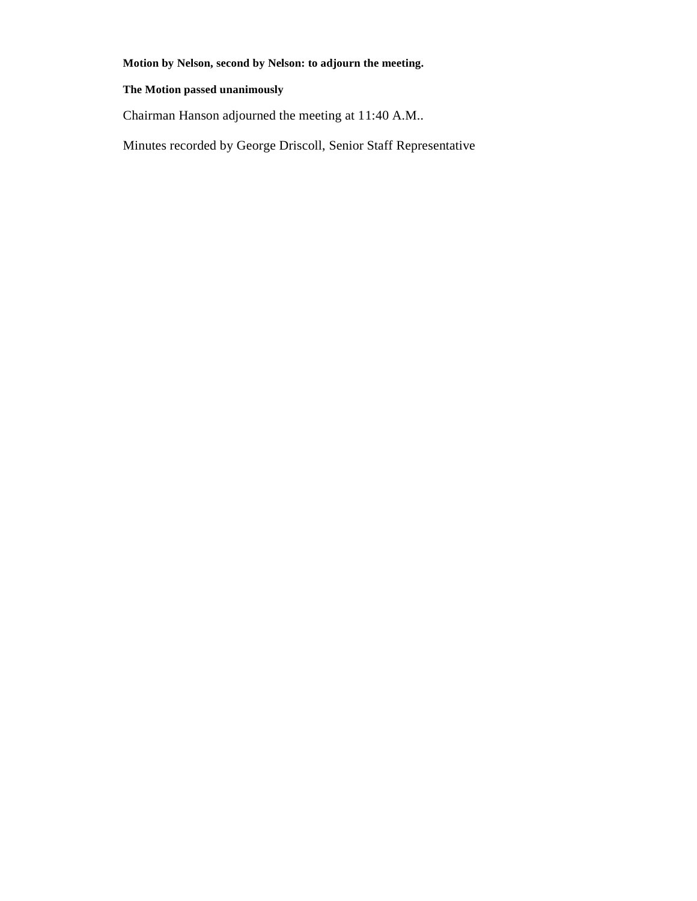**Motion by Nelson, second by Nelson: to adjourn the meeting.**

**The Motion passed unanimously**

Chairman Hanson adjourned the meeting at 11:40 A.M..

Minutes recorded by George Driscoll, Senior Staff Representative